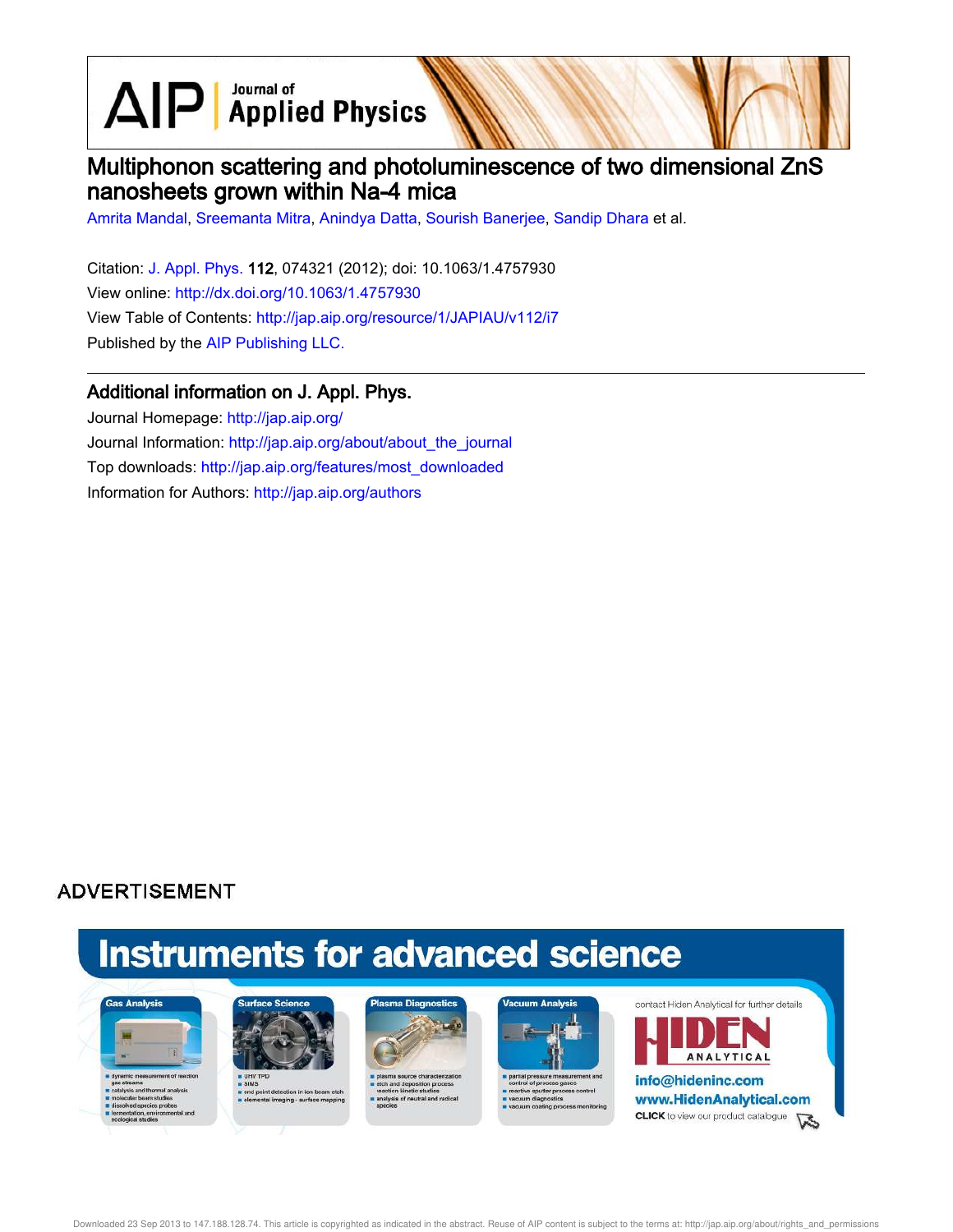# Multiphonon scattering and photoluminescence of two dimensional ZnS nanosheets grown within Na-4 mica

Amrita Mandal, Sreemanta Mitra, Anindya Datta, Sourish Banerjee, Sandip Dhara et al.

Citation: J. Appl. Phys. **112**, 074321 (2012); doi: 10.1063/1.4757930
View online: http://dx.doi.org/10.1063/1.4757930
View Table of Contents: http://jap.aip.org/resource/1/JAPIAU/v112/i7
Published by the AIP Publishing LLC.

## Additional information on J. Appl. Phys.

Journal Homepage: http://jap.aip.org/
Journal Information: http://jap.aip.org/about/about_the_journal
Top downloads: http://jap.aip.org/features/most_downloaded
Information for Authors: http://jap.aip.org/authors

ADVERTISEMENT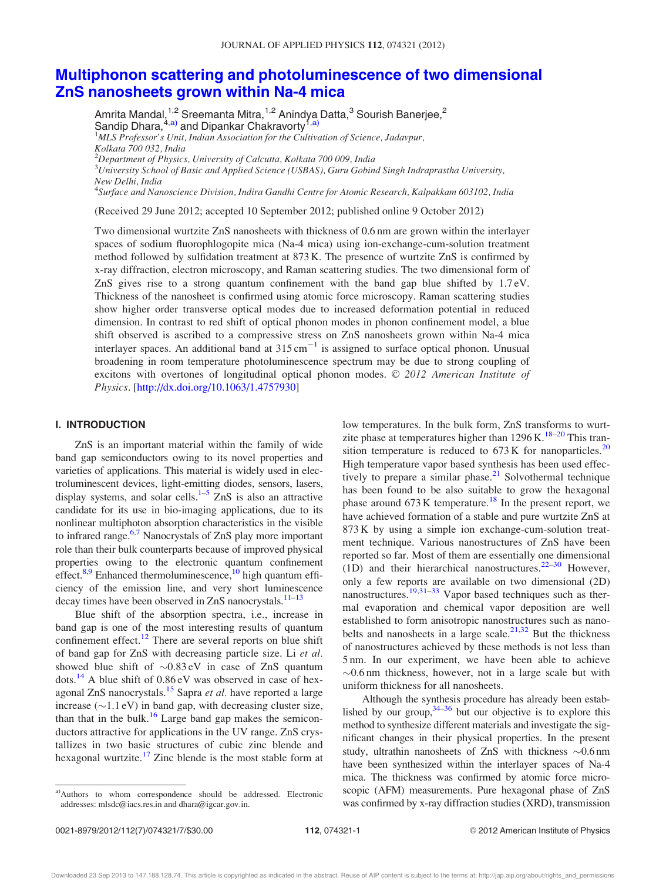# Multiphonon scattering and photoluminescence of two dimensional ZnS nanosheets grown within Na-4 mica

Amrita Mandal,[1,2] Sreemanta Mitra,[1,2] Anindya Datta,[3] Sourish Banerjee,[2] Sandip Dhara,[4,a)] and Dipankar Chakravorty[1,a)]

[1]MLS Professor's Unit, Indian Association for the Cultivation of Science, Jadavpur, Kolkata 700 032, India
[2]Department of Physics, University of Calcutta, Kolkata 700 009, India
[3]University School of Basic and Applied Science (USBAS), Guru Gobind Singh Indraprastha University, New Delhi, India
[4]Surface and Nanoscience Division, Indira Gandhi Centre for Atomic Research, Kalpakkam 603102, India

(Received 29 June 2012; accepted 10 September 2012; published online 9 October 2012)

Two dimensional wurtzite ZnS nanosheets with thickness of 0.6 nm are grown within the interlayer spaces of sodium fluorophlogopite mica (Na-4 mica) using ion-exchange-cum-solution treatment method followed by sulfidation treatment at 873 K. The presence of wurtzite ZnS is confirmed by x-ray diffraction, electron microscopy, and Raman scattering studies. The two dimensional form of ZnS gives rise to a strong quantum confinement with the band gap blue shifted by 1.7 eV. Thickness of the nanosheet is confirmed using atomic force microscopy. Raman scattering studies show higher order transverse optical modes due to increased deformation potential in reduced dimension. In contrast to red shift of optical phonon modes in phonon confinement model, a blue shift observed is ascribed to a compressive stress on ZnS nanosheets grown within Na-4 mica interlayer spaces. An additional band at 315 cm$^{-1}$ is assigned to surface optical phonon. Unusual broadening in room temperature photoluminescence spectrum may be due to strong coupling of excitons with overtones of longitudinal optical phonon modes. © 2012 American Institute of Physics. [http://dx.doi.org/10.1063/1.4757930]

## I. INTRODUCTION

ZnS is an important material within the family of wide band gap semiconductors owing to its novel properties and varieties of applications. This material is widely used in electroluminescent devices, light-emitting diodes, sensors, lasers, display systems, and solar cells.[1–5] ZnS is also an attractive candidate for its use in bio-imaging applications, due to its nonlinear multiphoton absorption characteristics in the visible to infrared range.[6,7] Nanocrystals of ZnS play more important role than their bulk counterparts because of improved physical properties owing to the electronic quantum confinement effect.[8,9] Enhanced thermoluminescence,[10] high quantum efficiency of the emission line, and very short luminescence decay times have been observed in ZnS nanocrystals.[11–13]

Blue shift of the absorption spectra, i.e., increase in band gap is one of the most interesting results of quantum confinement effect.[12] There are several reports on blue shift of band gap for ZnS with decreasing particle size. Li *et al.* showed blue shift of ~0.83 eV in case of ZnS quantum dots.[14] A blue shift of 0.86 eV was observed in case of hexagonal ZnS nanocrystals.[15] Sapra *et al.* have reported a large increase (~1.1 eV) in band gap, with decreasing cluster size, than that in the bulk.[16] Large band gap makes the semiconductors attractive for applications in the UV range. ZnS crystallizes in two basic structures of cubic zinc blende and hexagonal wurtzite.[17] Zinc blende is the most stable form at low temperatures. In the bulk form, ZnS transforms to wurtzite phase at temperatures higher than 1296 K.[18–20] This transition temperature is reduced to 673 K for nanoparticles.[20] High temperature vapor based synthesis has been used effectively to prepare a similar phase.[21] Solvothermal technique has been found to be also suitable to grow the hexagonal phase around 673 K temperature.[18] In the present report, we have achieved formation of a stable and pure wurtzite ZnS at 873 K by using a simple ion exchange-cum-solution treatment technique. Various nanostructures of ZnS have been reported so far. Most of them are essentially one dimensional (1D) and their hierarchical nanostructures.[22–30] However, only a few reports are available on two dimensional (2D) nanostructures.[19,31–33] Vapor based techniques such as thermal evaporation and chemical vapor deposition are well established to form anisotropic nanostructures such as nanobelts and nanosheets in a large scale.[21,32] But the thickness of nanostructures achieved by these methods is not less than 5 nm. In our experiment, we have been able to achieve ~0.6 nm thickness, however, not in a large scale but with uniform thickness for all nanosheets.

Although the synthesis procedure has already been established by our group,[34–36] but our objective is to explore this method to synthesize different materials and investigate the significant changes in their physical properties. In the present study, ultrathin nanosheets of ZnS with thickness ~0.6 nm have been synthesized within the interlayer spaces of Na-4 mica. The thickness was confirmed by atomic force microscopic (AFM) measurements. Pure hexagonal phase of ZnS was confirmed by x-ray diffraction studies (XRD), transmission

[a)]Authors to whom correspondence should be addressed. Electronic addresses: mlsdc@iacs.res.in and dhara@igcar.gov.in.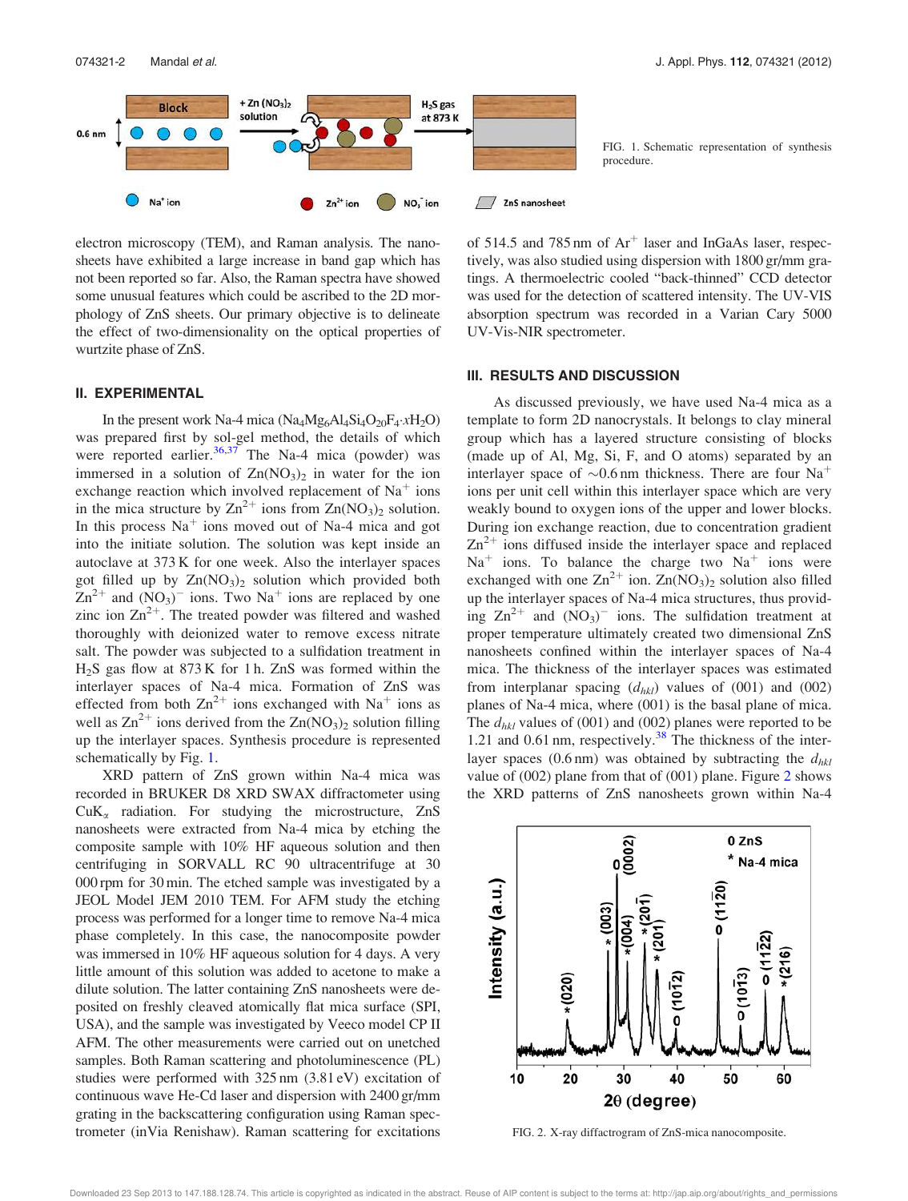FIG. 1. Schematic representation of synthesis procedure.

electron microscopy (TEM), and Raman analysis. The nanosheets have exhibited a large increase in band gap which has not been reported so far. Also, the Raman spectra have showed some unusual features which could be ascribed to the 2D morphology of ZnS sheets. Our primary objective is to delineate the effect of two-dimensionality on the optical properties of wurtzite phase of ZnS.

## II. EXPERIMENTAL

In the present work Na-4 mica ($Na_4Mg_6Al_4Si_4O_{20}F_4{\cdot}xH_2O$) was prepared first by sol-gel method, the details of which were reported earlier.[36,37] The Na-4 mica (powder) was immersed in a solution of $Zn(NO_3)_2$ in water for the ion exchange reaction which involved replacement of $Na^+$ ions in the mica structure by $Zn^{2+}$ ions from $Zn(NO_3)_2$ solution. In this process $Na^+$ ions moved out of Na-4 mica and got into the initiate solution. The solution was kept inside an autoclave at 373 K for one week. Also the interlayer spaces got filled up by $Zn(NO_3)_2$ solution which provided both $Zn^{2+}$ and $(NO_3)^-$ ions. Two $Na^+$ ions are replaced by one zinc ion $Zn^{2+}$. The treated powder was filtered and washed thoroughly with deionized water to remove excess nitrate salt. The powder was subjected to a sulfidation treatment in $H_2S$ gas flow at 873 K for 1 h. ZnS was formed within the interlayer spaces of Na-4 mica. Formation of ZnS was effected from both $Zn^{2+}$ ions exchanged with $Na^+$ ions as well as $Zn^{2+}$ ions derived from the $Zn(NO_3)_2$ solution filling up the interlayer spaces. Synthesis procedure is represented schematically by Fig. 1.

XRD pattern of ZnS grown within Na-4 mica was recorded in BRUKER D8 XRD SWAX diffractometer using $CuK_\alpha$ radiation. For studying the microstructure, ZnS nanosheets were extracted from Na-4 mica by etching the composite sample with 10% HF aqueous solution and then centrifuging in SORVALL RC 90 ultracentrifuge at 30 000 rpm for 30 min. The etched sample was investigated by a JEOL Model JEM 2010 TEM. For AFM study the etching process was performed for a longer time to remove Na-4 mica phase completely. In this case, the nanocomposite powder was immersed in 10% HF aqueous solution for 4 days. A very little amount of this solution was added to acetone to make a dilute solution. The latter containing ZnS nanosheets were deposited on freshly cleaved atomically flat mica surface (SPI, USA), and the sample was investigated by Veeco model CP II AFM. The other measurements were carried out on unetched samples. Both Raman scattering and photoluminescence (PL) studies were performed with 325 nm (3.81 eV) excitation of continuous wave He-Cd laser and dispersion with 2400 gr/mm grating in the backscattering configuration using Raman spectrometer (inVia Renishaw). Raman scattering for excitations of 514.5 and 785 nm of $Ar^+$ laser and InGaAs laser, respectively, was also studied using dispersion with 1800 gr/mm gratings. A thermoelectric cooled "back-thinned" CCD detector was used for the detection of scattered intensity. The UV-VIS absorption spectrum was recorded in a Varian Cary 5000 UV-Vis-NIR spectrometer.

## III. RESULTS AND DISCUSSION

As discussed previously, we have used Na-4 mica as a template to form 2D nanocrystals. It belongs to clay mineral group which has a layered structure consisting of blocks (made up of Al, Mg, Si, F, and O atoms) separated by an interlayer space of ~0.6 nm thickness. There are four $Na^+$ ions per unit cell within this interlayer space which are very weakly bound to oxygen ions of the upper and lower blocks. During ion exchange reaction, due to concentration gradient $Zn^{2+}$ ions diffused inside the interlayer space and replaced $Na^+$ ions. To balance the charge two $Na^+$ ions were exchanged with one $Zn^{2+}$ ion. $Zn(NO_3)_2$ solution also filled up the interlayer spaces of Na-4 mica structures, thus providing $Zn^{2+}$ and $(NO_3)^-$ ions. The sulfidation treatment at proper temperature ultimately created two dimensional ZnS nanosheets confined within the interlayer spaces of Na-4 mica. The thickness of the interlayer spaces was estimated from interplanar spacing ($d_{hkl}$) values of (001) and (002) planes of Na-4 mica, where (001) is the basal plane of mica. The $d_{hkl}$ values of (001) and (002) planes were reported to be 1.21 and 0.61 nm, respectively.[38] The thickness of the interlayer spaces (0.6 nm) was obtained by subtracting the $d_{hkl}$ value of (002) plane from that of (001) plane. Figure 2 shows the XRD patterns of ZnS nanosheets grown within Na-4

FIG. 2. X-ray diffractogram of ZnS-mica nanocomposite.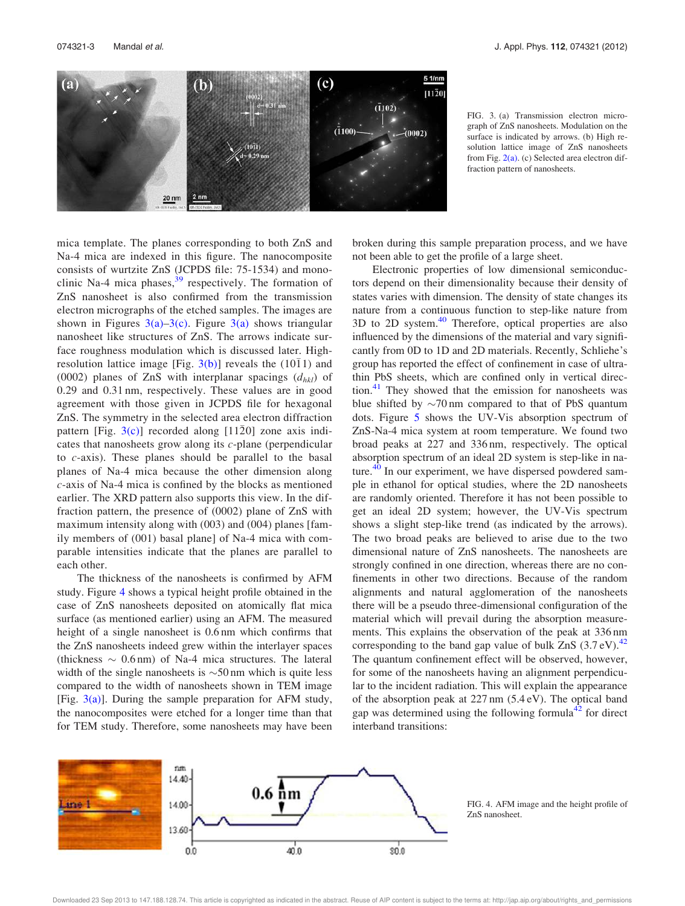FIG. 3. (a) Transmission electron micrograph of ZnS nanosheets. Modulation on the surface is indicated by arrows. (b) High resolution lattice image of ZnS nanosheets from Fig. 2(a). (c) Selected area electron diffraction pattern of nanosheets.

mica template. The planes corresponding to both ZnS and Na-4 mica are indexed in this figure. The nanocomposite consists of wurtzite ZnS (JCPDS file: 75-1534) and monoclinic Na-4 mica phases,[39] respectively. The formation of ZnS nanosheet is also confirmed from the transmission electron micrographs of the etched samples. The images are shown in Figures 3(a)–3(c). Figure 3(a) shows triangular nanosheet like structures of ZnS. The arrows indicate surface roughness modulation which is discussed later. High-resolution lattice image [Fig. 3(b)] reveals the $(10\bar{1}1)$ and (0002) planes of ZnS with interplanar spacings ($d_{hkl}$) of 0.29 and 0.31 nm, respectively. These values are in good agreement with those given in JCPDS file for hexagonal ZnS. The symmetry in the selected area electron diffraction pattern [Fig. 3(c)] recorded along $[11\bar{2}0]$ zone axis indicates that nanosheets grow along its *c*-plane (perpendicular to *c*-axis). These planes should be parallel to the basal planes of Na-4 mica because the other dimension along *c*-axis of Na-4 mica is confined by the blocks as mentioned earlier. The XRD pattern also supports this view. In the diffraction pattern, the presence of (0002) plane of ZnS with maximum intensity along with (003) and (004) planes [family members of (001) basal plane] of Na-4 mica with comparable intensities indicate that the planes are parallel to each other.

The thickness of the nanosheets is confirmed by AFM study. Figure 4 shows a typical height profile obtained in the case of ZnS nanosheets deposited on atomically flat mica surface (as mentioned earlier) using an AFM. The measured height of a single nanosheet is 0.6 nm which confirms that the ZnS nanosheets indeed grew within the interlayer spaces (thickness ~ 0.6 nm) of Na-4 mica structures. The lateral width of the single nanosheets is ~50 nm which is quite less compared to the width of nanosheets shown in TEM image [Fig. 3(a)]. During the sample preparation for AFM study, the nanocomposites were etched for a longer time than that for TEM study. Therefore, some nanosheets may have been broken during this sample preparation process, and we have not been able to get the profile of a large sheet.

Electronic properties of low dimensional semiconductors depend on their dimensionality because their density of states varies with dimension. The density of state changes its nature from a continuous function to step-like nature from 3D to 2D system.[40] Therefore, optical properties are also influenced by the dimensions of the material and vary significantly from 0D to 1D and 2D materials. Recently, Schliehe's group has reported the effect of confinement in case of ultrathin PbS sheets, which are confined only in vertical direction.[41] They showed that the emission for nanosheets was blue shifted by ~70 nm compared to that of PbS quantum dots. Figure 5 shows the UV-Vis absorption spectrum of ZnS-Na-4 mica system at room temperature. We found two broad peaks at 227 and 336 nm, respectively. The optical absorption spectrum of an ideal 2D system is step-like in nature.[40] In our experiment, we have dispersed powdered sample in ethanol for optical studies, where the 2D nanosheets are randomly oriented. Therefore it has not been possible to get an ideal 2D system; however, the UV-Vis spectrum shows a slight step-like trend (as indicated by the arrows). The two broad peaks are believed to arise due to the two dimensional nature of ZnS nanosheets. The nanosheets are strongly confined in one direction, whereas there are no confinements in other two directions. Because of the random alignments and natural agglomeration of the nanosheets there will be a pseudo three-dimensional configuration of the material which will prevail during the absorption measurements. This explains the observation of the peak at 336 nm corresponding to the band gap value of bulk ZnS (3.7 eV).[42] The quantum confinement effect will be observed, however, for some of the nanosheets having an alignment perpendicular to the incident radiation. This will explain the appearance of the absorption peak at 227 nm (5.4 eV). The optical band gap was determined using the following formula[42] for direct interband transitions:

FIG. 4. AFM image and the height profile of ZnS nanosheet.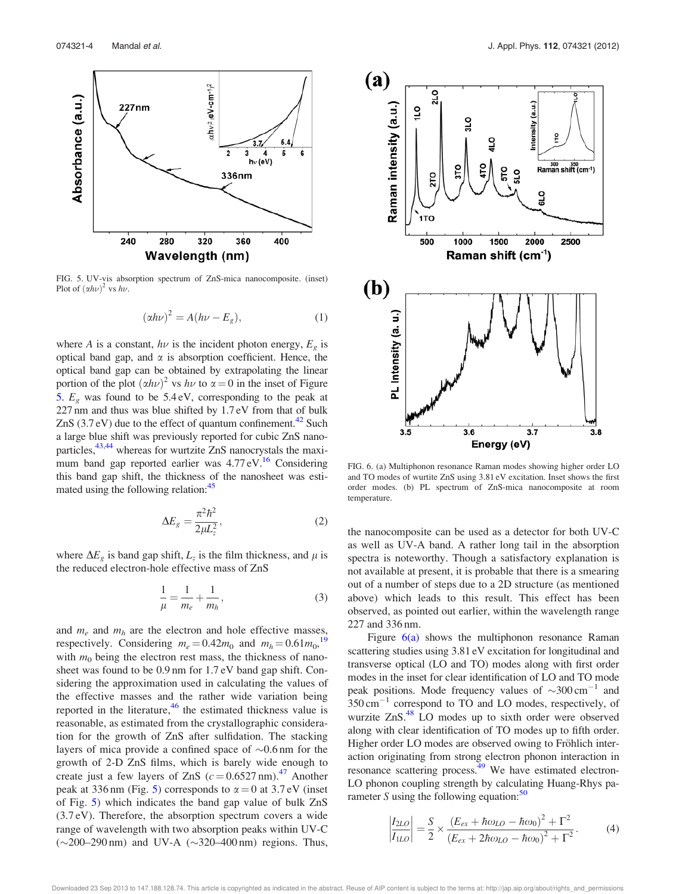FIG. 5. UV-vis absorption spectrum of ZnS-mica nanocomposite. (inset) Plot of $(\alpha h\nu)^2$ vs $h\nu$.

$$(\alpha h\nu)^2 = A(h\nu - E_g), \tag{1}$$

where $A$ is a constant, $h\nu$ is the incident photon energy, $E_g$ is optical band gap, and $\alpha$ is absorption coefficient. Hence, the optical band gap can be obtained by extrapolating the linear portion of the plot $(\alpha h\nu)^2$ vs $h\nu$ to $\alpha = 0$ in the inset of Figure 5. $E_g$ was found to be 5.4 eV, corresponding to the peak at 227 nm and thus was blue shifted by 1.7 eV from that of bulk ZnS (3.7 eV) due to the effect of quantum confinement.[42] Such a large blue shift was previously reported for cubic ZnS nanoparticles,[43,44] whereas for wurtzite ZnS nanocrystals the maximum band gap reported earlier was 4.77 eV.[16] Considering this band gap shift, the thickness of the nanosheet was estimated using the following relation:[45]

$$\Delta E_g = \frac{\pi^2 \hbar^2}{2\mu L_z^2}, \tag{2}$$

where $\Delta E_g$ is band gap shift, $L_z$ is the film thickness, and $\mu$ is the reduced electron-hole effective mass of ZnS

$$\frac{1}{\mu} = \frac{1}{m_e} + \frac{1}{m_h}, \tag{3}$$

and $m_e$ and $m_h$ are the electron and hole effective masses, respectively. Considering $m_e = 0.42m_0$ and $m_h = 0.61m_0$,[19] with $m_0$ being the electron rest mass, the thickness of nanosheet was found to be 0.9 nm for 1.7 eV band gap shift. Considering the approximation used in calculating the values of the effective masses and the rather wide variation being reported in the literature,[46] the estimated thickness value is reasonable, as estimated from the crystallographic consideration for the growth of ZnS after sulfidation. The stacking layers of mica provide a confined space of ~0.6 nm for the growth of 2-D ZnS films, which is barely wide enough to create just a few layers of ZnS ($c = 0.6527$ nm).[47] Another peak at 336 nm (Fig. 5) corresponds to $\alpha = 0$ at 3.7 eV (inset of Fig. 5) which indicates the band gap value of bulk ZnS (3.7 eV). Therefore, the absorption spectrum covers a wide range of wavelength with two absorption peaks within UV-C (~200–290 nm) and UV-A (~320–400 nm) regions. Thus, the nanocomposite can be used as a detector for both UV-C as well as UV-A band. A rather long tail in the absorption spectra is noteworthy. Though a satisfactory explanation is not available at present, it is probable that there is a smearing out of a number of steps due to a 2D structure (as mentioned above) which leads to this result. This effect has been observed, as pointed out earlier, within the wavelength range 227 and 336 nm.

FIG. 6. (a) Multiphonon resonance Raman modes showing higher order LO and TO modes of wurtize ZnS using 3.81 eV excitation. Inset shows the first order modes. (b) PL spectrum of ZnS-mica nanocomposite at room temperature.

Figure 6(a) shows the multiphonon resonance Raman scattering studies using 3.81 eV excitation for longitudinal and transverse optical (LO and TO) modes along with first order modes in the inset for clear identification of LO and TO mode peak positions. Mode frequency values of ~300 cm$^{-1}$ and 350 cm$^{-1}$ correspond to TO and LO modes, respectively, of wurtzite ZnS.[48] LO modes up to sixth order were observed along with clear identification of TO modes up to fifth order. Higher order LO modes are observed owing to Fröhlich interaction originating from strong electron phonon interaction in resonance scattering process.[49] We have estimated electron-LO phonon coupling strength by calculating Huang-Rhys parameter $S$ using the following equation:[50]

$$\left|\frac{I_{2LO}}{I_{1LO}}\right| = \frac{S}{2} \times \frac{(E_{ex} + \hbar\omega_{LO} - \hbar\omega_0)^2 + \Gamma^2}{(E_{ex} + 2\hbar\omega_{LO} - \hbar\omega_0)^2 + \Gamma^2}. \tag{4}$$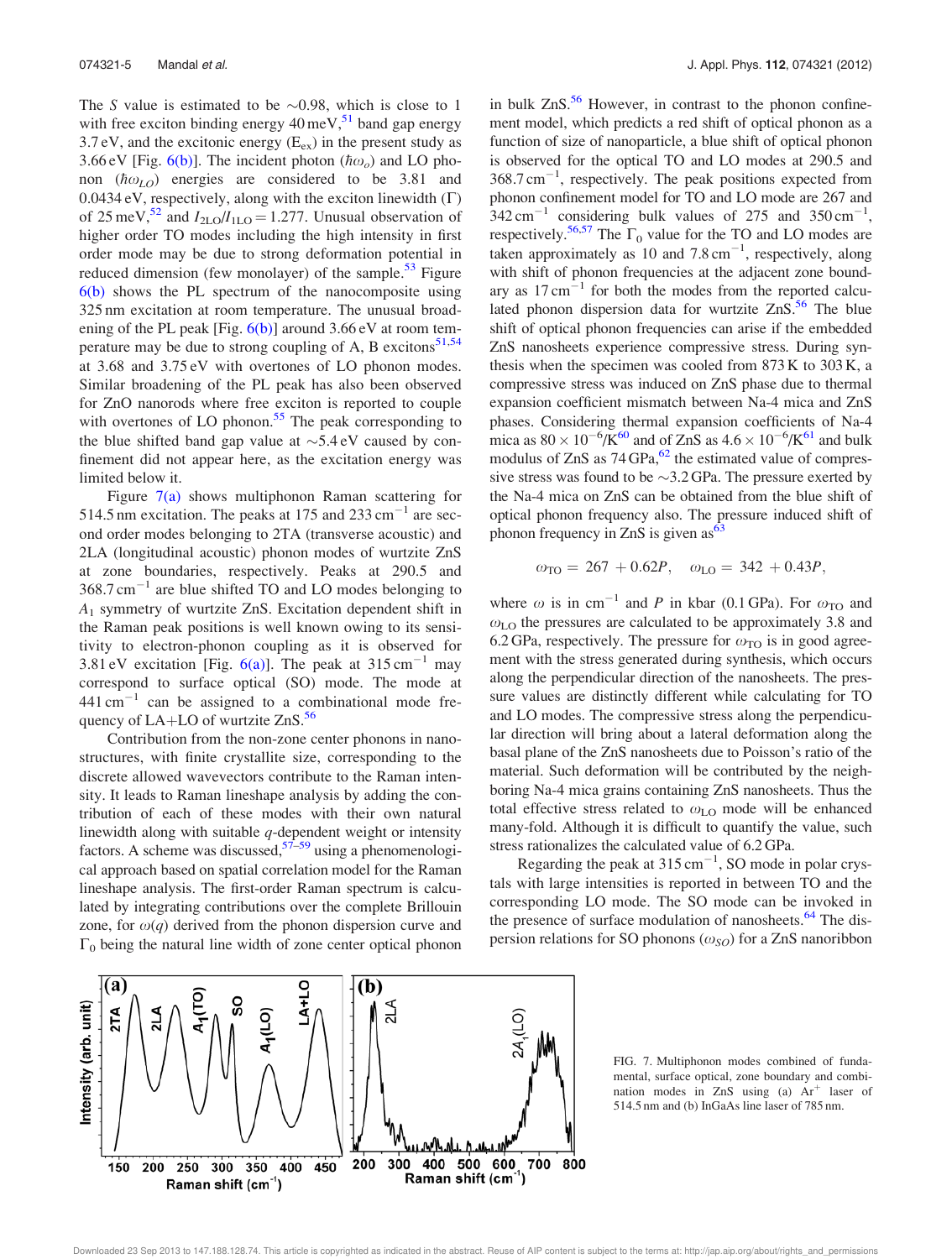The $S$ value is estimated to be ~0.98, which is close to 1 with free exciton binding energy 40 meV,[51] band gap energy 3.7 eV, and the excitonic energy ($E_{ex}$) in the present study as 3.66 eV [Fig. 6(b)]. The incident photon ($\hbar\omega_o$) and LO phonon ($\hbar\omega_{LO}$) energies are considered to be 3.81 and 0.0434 eV, respectively, along with the exciton linewidth ($\Gamma$) of 25 meV,[52] and $I_{2LO}/I_{1LO} = 1.277$. Unusual observation of higher order TO modes including the high intensity in first order mode may be due to strong deformation potential in reduced dimension (few monolayer) of the sample.[53] Figure 6(b) shows the PL spectrum of the nanocomposite using 325 nm excitation at room temperature. The unusual broadening of the PL peak [Fig. 6(b)] around 3.66 eV at room temperature may be due to strong coupling of A, B excitons[51,54] at 3.68 and 3.75 eV with overtones of LO phonon modes. Similar broadening of the PL peak has also been observed for ZnO nanorods where free exciton is reported to couple with overtones of LO phonon.[55] The peak corresponding to the blue shifted band gap value at ~5.4 eV caused by confinement did not appear here, as the excitation energy was limited below it.

Figure 7(a) shows multiphonon Raman scattering for 514.5 nm excitation. The peaks at 175 and 233 cm$^{-1}$ are second order modes belonging to 2TA (transverse acoustic) and 2LA (longitudinal acoustic) phonon modes of wurtzite ZnS at zone boundaries, respectively. Peaks at 290.5 and 368.7 cm$^{-1}$ are blue shifted TO and LO modes belonging to $A_1$ symmetry of wurtzite ZnS. Excitation dependent shift in the Raman peak positions is well known owing to its sensitivity to electron-phonon coupling as it is observed for 3.81 eV excitation [Fig. 6(a)]. The peak at 315 cm$^{-1}$ may correspond to surface optical (SO) mode. The mode at 441 cm$^{-1}$ can be assigned to a combinational mode frequency of LA+LO of wurtzite ZnS.[56]

Contribution from the non-zone center phonons in nanostructures, with finite crystallite size, corresponding to the discrete allowed wavevectors contribute to the Raman intensity. It leads to Raman lineshape analysis by adding the contribution of each of these modes with their own natural linewidth along with suitable $q$-dependent weight or intensity factors. A scheme was discussed,[57–59] using a phenomenological approach based on spatial correlation model for the Raman lineshape analysis. The first-order Raman spectrum is calculated by integrating contributions over the complete Brillouin zone, for $\omega(q)$ derived from the phonon dispersion curve and $\Gamma_0$ being the natural line width of zone center optical phonon in bulk ZnS.[56] However, in contrast to the phonon confinement model, which predicts a red shift of optical phonon as a function of size of nanoparticle, a blue shift of optical phonon is observed for the optical TO and LO modes at 290.5 and 368.7 cm$^{-1}$, respectively. The peak positions expected from phonon confinement model for TO and LO mode are 267 and 342 cm$^{-1}$ considering bulk values of 275 and 350 cm$^{-1}$, respectively.[56,57] The $\Gamma_0$ value for the TO and LO modes are taken approximately as 10 and 7.8 cm$^{-1}$, respectively, along with shift of phonon frequencies at the adjacent zone boundary as 17 cm$^{-1}$ for both the modes from the reported calculated phonon dispersion data for wurtzite ZnS.[56] The blue shift of optical phonon frequencies can arise if the embedded ZnS nanosheets experience compressive stress. During synthesis when the specimen was cooled from 873 K to 303 K, a compressive stress was induced on ZnS phase due to thermal expansion coefficient mismatch between Na-4 mica and ZnS phases. Considering thermal expansion coefficients of Na-4 mica as $80 \times 10^{-6}$/K[60] and of ZnS as $4.6 \times 10^{-6}$/K[61] and bulk modulus of ZnS as 74 GPa,[62] the estimated value of compressive stress was found to be ~3.2 GPa. The pressure exerted by the Na-4 mica on ZnS can be obtained from the blue shift of optical phonon frequency also. The pressure induced shift of phonon frequency in ZnS is given as[63]

$$\omega_{TO} = 267 + 0.62P, \quad \omega_{LO} = 342 + 0.43P,$$

where $\omega$ is in cm$^{-1}$ and $P$ in kbar (0.1 GPa). For $\omega_{TO}$ and $\omega_{LO}$ the pressures are calculated to be approximately 3.8 and 6.2 GPa, respectively. The pressure for $\omega_{TO}$ is in good agreement with the stress generated during synthesis, which occurs along the perpendicular direction of the nanosheets. The pressure values are distinctly different while calculating for TO and LO modes. The compressive stress along the perpendicular direction will bring about a lateral deformation along the basal plane of the ZnS nanosheets due to Poisson's ratio of the material. Such deformation will be contributed by the neighboring Na-4 mica grains containing ZnS nanosheets. Thus the total effective stress related to $\omega_{LO}$ mode will be enhanced many-fold. Although it is difficult to quantify the value, such stress rationalizes the calculated value of 6.2 GPa.

Regarding the peak at 315 cm$^{-1}$, SO mode in polar crystals with large intensities is reported in between TO and the corresponding LO mode. The SO mode can be invoked in the presence of surface modulation of nanosheets.[64] The dispersion relations for SO phonons ($\omega_{SO}$) for a ZnS nanoribbon

FIG. 7. Multiphonon modes combined of fundamental, surface optical, zone boundary and combination modes in ZnS using (a) Ar$^+$ laser of 514.5 nm and (b) InGaAs line laser of 785 nm.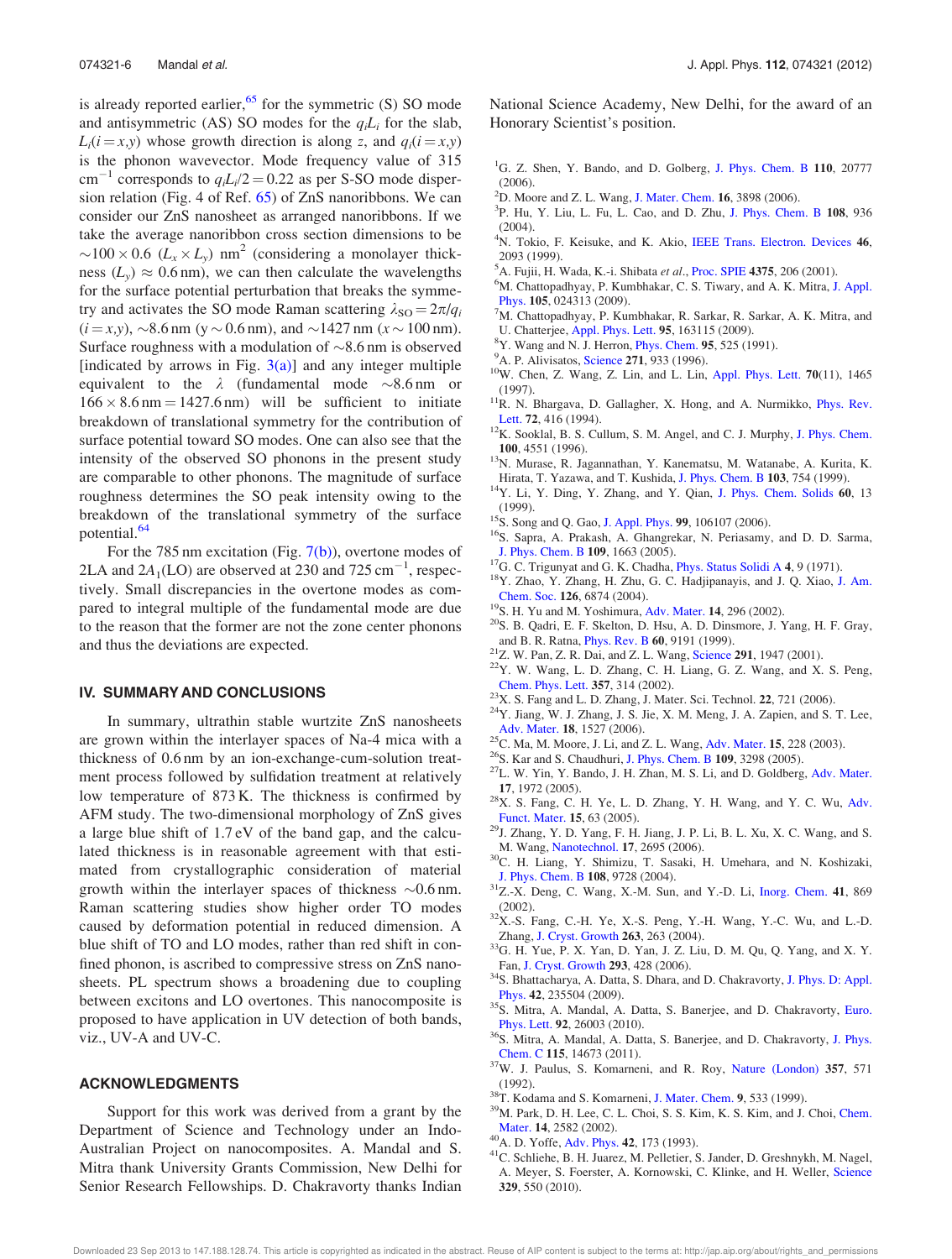is already reported earlier,[65] for the symmetric (S) SO mode and antisymmetric (AS) SO modes for the $q_iL_i$ for the slab, $L_i(i=x,y)$ whose growth direction is along $z$, and $q_i(i=x,y)$ is the phonon wavevector. Mode frequency value of 315 $cm^{-1}$ corresponds to $q_iL_i/2=0.22$ as per S-SO mode dispersion relation (Fig. 4 of Ref. 65) of ZnS nanoribbons. We can consider our ZnS nanosheet as arranged nanoribbons. If we take the average nanoribbon cross section dimensions to be $\sim 100\times 0.6$ ($L_x \times L_y$) $nm^2$ (considering a monolayer thickness ($L_y$) $\approx 0.6$ nm), we can then calculate the wavelengths for the surface potential perturbation that breaks the symmetry and activates the SO mode Raman scattering $\lambda_{SO}=2\pi/q_i$ ($i=x,y$), $\sim$8.6 nm ($y\sim 0.6$ nm), and $\sim$1427 nm ($x\sim 100$ nm). Surface roughness with a modulation of $\sim$8.6 nm is observed [indicated by arrows in Fig. 3(a)] and any integer multiple equivalent to the $\lambda$ (fundamental mode $\sim$8.6 nm or $166\times 8.6\,nm=1427.6\,nm$) will be sufficient to initiate breakdown of translational symmetry for the contribution of surface potential toward SO modes. One can also see that the intensity of the observed SO phonons in the present study are comparable to other phonons. The magnitude of surface roughness determines the SO peak intensity owing to the breakdown of the translational symmetry of the surface potential.[64]

For the 785 nm excitation (Fig. 7(b)), overtone modes of 2LA and $2A_1$(LO) are observed at 230 and 725 $cm^{-1}$, respectively. Small discrepancies in the overtone modes as compared to integral multiple of the fundamental mode are due to the reason that the former are not the zone center phonons and thus the deviations are expected.

## IV. SUMMARY AND CONCLUSIONS

In summary, ultrathin stable wurtzite ZnS nanosheets are grown within the interlayer spaces of Na-4 mica with a thickness of 0.6 nm by an ion-exchange-cum-solution treatment process followed by sulfidation treatment at relatively low temperature of 873 K. The thickness is confirmed by AFM study. The two-dimensional morphology of ZnS gives a large blue shift of 1.7 eV of the band gap, and the calculated thickness is in reasonable agreement with that estimated from crystallographic consideration of material growth within the interlayer spaces of thickness $\sim$0.6 nm. Raman scattering studies show higher order TO modes caused by deformation potential in reduced dimension. A blue shift of TO and LO modes, rather than red shift in confined phonon, is ascribed to compressive stress on ZnS nanosheets. PL spectrum shows a broadening due to coupling between excitons and LO overtones. This nanocomposite is proposed to have application in UV detection of both bands, viz., UV-A and UV-C.

## ACKNOWLEDGMENTS

Support for this work was derived from a grant by the Department of Science and Technology under an Indo-Australian Project on nanocomposites. A. Mandal and S. Mitra thank University Grants Commission, New Delhi for Senior Research Fellowships. D. Chakravorty thanks Indian National Science Academy, New Delhi, for the award of an Honorary Scientist's position.

[1]G. Z. Shen, Y. Bando, and D. Golberg, J. Phys. Chem. B **110**, 20777 (2006).
[2]D. Moore and Z. L. Wang, J. Mater. Chem. **16**, 3898 (2006).
[3]P. Hu, Y. Liu, L. Fu, L. Cao, and D. Zhu, J. Phys. Chem. B **108**, 936 (2004).
[4]N. Tokio, F. Keisuke, and K. Akio, IEEE Trans. Electron. Devices **46**, 2093 (1999).
[5]A. Fujii, H. Wada, K.-i. Shibata *et al.*, Proc. SPIE **4375**, 206 (2001).
[6]M. Chattopadhyay, P. Kumbhakar, C. S. Tiwary, and A. K. Mitra, J. Appl. Phys. **105**, 024313 (2009).
[7]M. Chattopadhyay, P. Kumbhakar, R. Sarkar, R. Sarkar, A. K. Mitra, and U. Chatterjee, Appl. Phys. Lett. **95**, 163115 (2009).
[8]Y. Wang and N. J. Herron, Phys. Chem. **95**, 525 (1991).
[9]A. P. Alivisatos, Science **271**, 933 (1996).
[10]W. Chen, Z. Wang, Z. Lin, and L. Lin, Appl. Phys. Lett. **70**(11), 1465 (1997).
[11]R. N. Bhargava, D. Gallagher, X. Hong, and A. Nurmikko, Phys. Rev. Lett. **72**, 416 (1994).
[12]K. Sooklal, B. S. Cullum, S. M. Angel, and C. J. Murphy, J. Phys. Chem. **100**, 4551 (1996).
[13]N. Murase, R. Jagannathan, Y. Kanematsu, M. Watanabe, A. Kurita, K. Hirata, T. Yazawa, and T. Kushida, J. Phys. Chem. B **103**, 754 (1999).
[14]Y. Li, Y. Ding, Y. Zhang, and Y. Qian, J. Phys. Chem. Solids **60**, 13 (1999).
[15]S. Song and Q. Gao, J. Appl. Phys. **99**, 106107 (2006).
[16]S. Sapra, A. Prakash, A. Ghangrekar, N. Periasamy, and D. D. Sarma, J. Phys. Chem. B **109**, 1663 (2005).
[17]G. C. Trigunyat and G. K. Chadha, Phys. Status Solidi A **4**, 9 (1971).
[18]Y. Zhao, Y. Zhang, H. Zhu, G. C. Hadjipanayis, and J. Q. Xiao, J. Am. Chem. Soc. **126**, 6874 (2004).
[19]S. H. Yu and M. Yoshimura, Adv. Mater. **14**, 296 (2002).
[20]S. B. Qadri, E. F. Skelton, D. Hsu, A. D. Dinsmore, J. Yang, H. F. Gray, and B. R. Ratna, Phys. Rev. B **60**, 9191 (1999).
[21]Z. W. Pan, Z. R. Dai, and Z. L. Wang, Science **291**, 1947 (2001).
[22]Y. W. Wang, L. D. Zhang, C. H. Liang, G. Z. Wang, and X. S. Peng, Chem. Phys. Lett. **357**, 314 (2002).
[23]X. S. Fang and L. D. Zhang, J. Mater. Sci. Technol. **22**, 721 (2006).
[24]Y. Jiang, W. J. Zhang, J. S. Jie, X. M. Meng, J. A. Zapien, and S. T. Lee, Adv. Mater. **18**, 1527 (2006).
[25]C. Ma, M. Moore, J. Li, and Z. L. Wang, Adv. Mater. **15**, 228 (2003).
[26]S. Kar and S. Chaudhuri, J. Phys. Chem. B **109**, 3298 (2005).
[27]L. W. Yin, Y. Bando, J. H. Zhan, M. S. Li, and D. Golberg, Adv. Mater. **17**, 1972 (2005).
[28]X. S. Fang, C. H. Ye, L. D. Zhang, Y. H. Wang, and Y. C. Wu, Adv. Funct. Mater. **15**, 63 (2005).
[29]J. Zhang, Y. D. Yang, F. H. Jiang, J. P. Li, B. L. Xu, X. C. Wang, and S. M. Wang, Nanotechnol. **17**, 2695 (2006).
[30]C. H. Liang, Y. Shimizu, T. Sasaki, H. Umehara, and N. Koshizaki, J. Phys. Chem. B **108**, 9728 (2004).
[31]Z.-X. Deng, C. Wang, X.-M. Sun, and Y.-D. Li, Inorg. Chem. **41**, 869 (2002).
[32]X.-S. Fang, C.-H. Ye, X.-S. Peng, Y.-H. Wang, Y.-C. Wu, and L.-D. Zhang, J. Cryst. Growth **263**, 263 (2004).
[33]G. H. Yue, P. X. Yan, D. Yan, J. Z. Liu, D. M. Qu, Q. Yang, and X. Y. Fan, J. Cryst. Growth **293**, 428 (2006).
[34]S. Bhattacharya, A. Datta, S. Dhara, and D. Chakravorty, J. Phys. D: Appl. Phys. **42**, 235504 (2009).
[35]S. Mitra, A. Mandal, A. Datta, S. Banerjee, and D. Chakravorty, Euro. Phys. Lett. **92**, 26003 (2010).
[36]S. Mitra, A. Mandal, A. Datta, S. Banerjee, and D. Chakravorty, J. Phys. Chem. C **115**, 14673 (2011).
[37]W. J. Paulus, S. Komarneni, and R. Roy, Nature (London) **357**, 571 (1992).
[38]T. Kodama and S. Komarneni, J. Mater. Chem. **9**, 533 (1999).
[39]M. Park, D. H. Lee, C. L. Choi, S. S. Kim, K. S. Kim, and J. Choi, Chem. Mater. **14**, 2582 (2002).
[40]A. D. Yoffe, Adv. Phys. **42**, 173 (1993).
[41]C. Schliehe, B. H. Juarez, M. Pelletier, S. Jander, D. Greshnykh, M. Nagel, A. Meyer, S. Foerster, A. Kornowski, C. Klinke, and H. Weller, Science **329**, 550 (2010).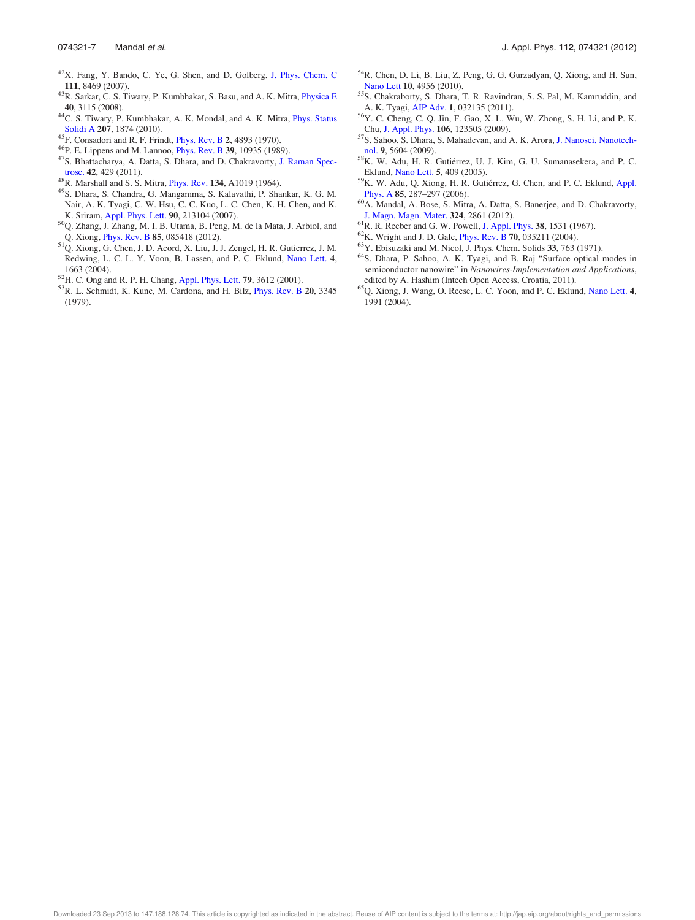[42] X. Fang, Y. Bando, C. Ye, G. Shen, and D. Golberg, J. Phys. Chem. C **111**, 8469 (2007).

[43] R. Sarkar, C. S. Tiwary, P. Kumbhakar, S. Basu, and A. K. Mitra, Physica E **40**, 3115 (2008).

[44] C. S. Tiwary, P. Kumbhakar, A. K. Mondal, and A. K. Mitra, Phys. Status Solidi A **207**, 1874 (2010).

[45] F. Consadori and R. F. Frindt, Phys. Rev. B **2**, 4893 (1970).

[46] P. E. Lippens and M. Lannoo, Phys. Rev. B **39**, 10935 (1989).

[47] S. Bhattacharya, A. Datta, S. Dhara, and D. Chakravorty, J. Raman Spectrosc. **42**, 429 (2011).

[48] R. Marshall and S. S. Mitra, Phys. Rev. **134**, A1019 (1964).

[49] S. Dhara, S. Chandra, G. Mangamma, S. Kalavathi, P. Shankar, K. G. M. Nair, A. K. Tyagi, C. W. Hsu, C. C. Kuo, L. C. Chen, K. H. Chen, and K. K. Sriram, Appl. Phys. Lett. **90**, 213104 (2007).

[50] Q. Zhang, J. Zhang, M. I. B. Utama, B. Peng, M. de la Mata, J. Arbiol, and Q. Xiong, Phys. Rev. B **85**, 085418 (2012).

[51] Q. Xiong, G. Chen, J. D. Acord, X. Liu, J. J. Zengel, H. R. Gutierrez, J. M. Redwing, L. C. L. Y. Voon, B. Lassen, and P. C. Eklund, Nano Lett. **4**, 1663 (2004).

[52] H. C. Ong and R. P. H. Chang, Appl. Phys. Lett. **79**, 3612 (2001).

[53] R. L. Schmidt, K. Kunc, M. Cardona, and H. Bilz, Phys. Rev. B **20**, 3345 (1979).

[54] R. Chen, D. Li, B. Liu, Z. Peng, G. G. Gurzadyan, Q. Xiong, and H. Sun, Nano Lett **10**, 4956 (2010).

[55] S. Chakraborty, S. Dhara, T. R. Ravindran, S. S. Pal, M. Kamruddin, and A. K. Tyagi, AIP Adv. **1**, 032135 (2011).

[56] Y. C. Cheng, C. Q. Jin, F. Gao, X. L. Wu, W. Zhong, S. H. Li, and P. K. Chu, J. Appl. Phys. **106**, 123505 (2009).

[57] S. Sahoo, S. Dhara, S. Mahadevan, and A. K. Arora, J. Nanosci. Nanotechnol. **9**, 5604 (2009).

[58] K. W. Adu, H. R. Gutiérrez, U. J. Kim, G. U. Sumanasekera, and P. C. Eklund, Nano Lett. **5**, 409 (2005).

[59] K. W. Adu, Q. Xiong, H. R. Gutiérrez, G. Chen, and P. C. Eklund, Appl. Phys. A **85**, 287–297 (2006).

[60] A. Mandal, A. Bose, S. Mitra, A. Datta, S. Banerjee, and D. Chakravorty, J. Magn. Magn. Mater. **324**, 2861 (2012).

[61] R. R. Reeber and G. W. Powell, J. Appl. Phys. **38**, 1531 (1967).

[62] K. Wright and J. D. Gale, Phys. Rev. B **70**, 035211 (2004).

[63] Y. Ebisuzaki and M. Nicol, J. Phys. Chem. Solids **33**, 763 (1971).

[64] S. Dhara, P. Sahoo, A. K. Tyagi, and B. Raj "Surface optical modes in semiconductor nanowire" in *Nanowires-Implementation and Applications*, edited by A. Hashim (Intech Open Access, Croatia, 2011).

[65] Q. Xiong, J. Wang, O. Reese, L. C. Yoon, and P. C. Eklund, Nano Lett. **4**, 1991 (2004).